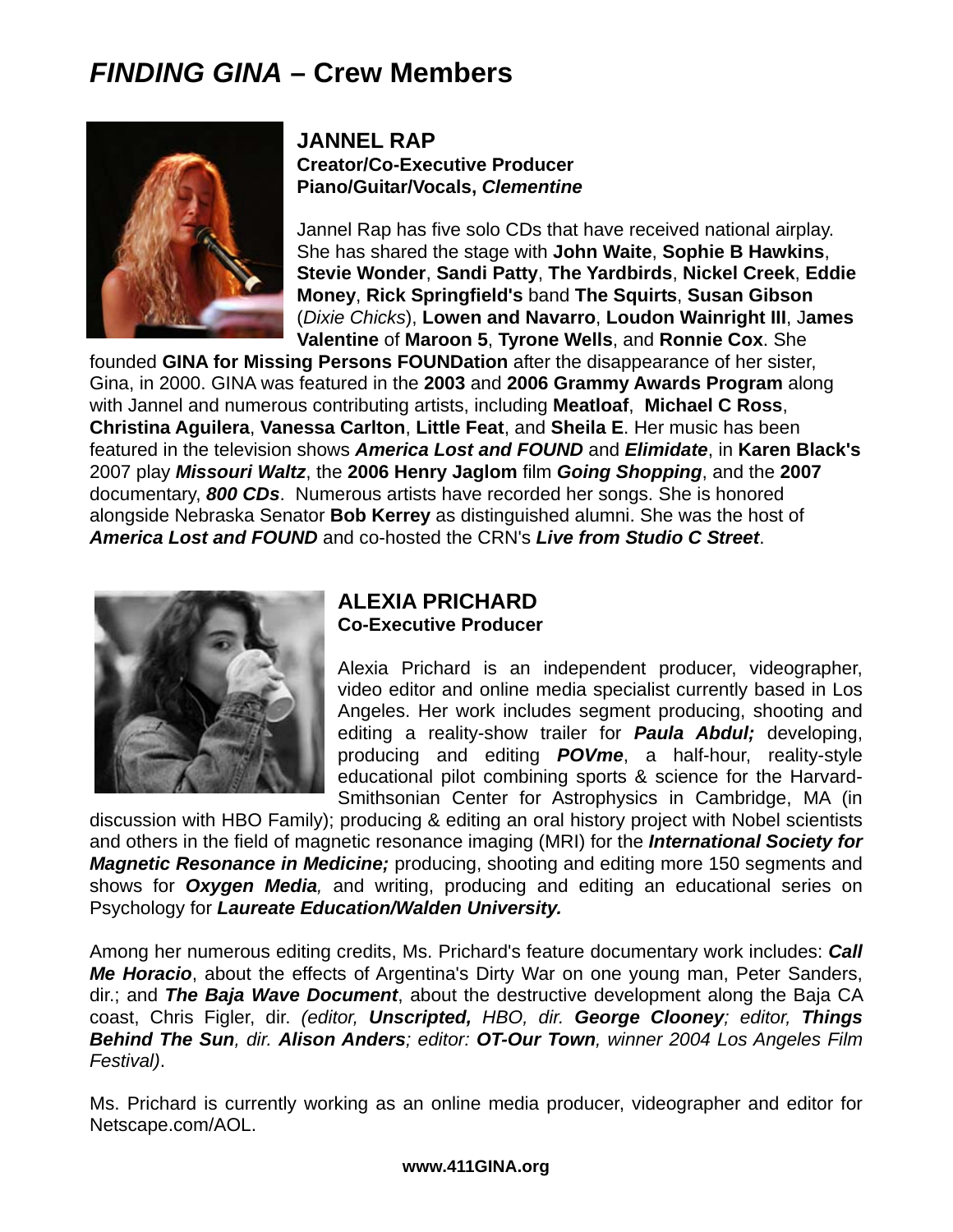# *FINDING GINA* – Crew Members

### JANNEL RAP

**Creator/Co-Executive Producer**
**Piano/Guitar/Vocals, *Clementine***

Jannel Rap has five solo CDs that have received national airplay. She has shared the stage with **John Waite**, **Sophie B Hawkins**, **Stevie Wonder**, **Sandi Patty**, **The Yardbirds**, **Nickel Creek**, **Eddie Money**, **Rick Springfield's** band **The Squirts**, **Susan Gibson** (*Dixie Chicks*), **Lowen and Navarro**, **Loudon Wainright III**, J**ames Valentine** of **Maroon 5**, **Tyrone Wells**, and **Ronnie Cox**. She founded **GINA for Missing Persons FOUNDation** after the disappearance of her sister, Gina, in 2000. GINA was featured in the **2003** and **2006 Grammy Awards Program** along with Jannel and numerous contributing artists, including **Meatloaf**, **Michael C Ross**, **Christina Aguilera**, **Vanessa Carlton**, **Little Feat**, and **Sheila E**. Her music has been featured in the television shows ***America Lost and FOUND*** and ***Elimidate***, in **Karen Black's** 2007 play ***Missouri Waltz***, the **2006 Henry Jaglom** film ***Going Shopping***, and the **2007** documentary, ***800 CDs***. Numerous artists have recorded her songs. She is honored alongside Nebraska Senator **Bob Kerrey** as distinguished alumni. She was the host of ***America Lost and FOUND*** and co-hosted the CRN's ***Live from Studio C Street***.

### ALEXIA PRICHARD

**Co-Executive Producer**

Alexia Prichard is an independent producer, videographer, video editor and online media specialist currently based in Los Angeles. Her work includes segment producing, shooting and editing a reality-show trailer for ***Paula Abdul;*** developing, producing and editing ***POVme***, a half-hour, reality-style educational pilot combining sports & science for the Harvard-Smithsonian Center for Astrophysics in Cambridge, MA (in discussion with HBO Family); producing & editing an oral history project with Nobel scientists and others in the field of magnetic resonance imaging (MRI) for the ***International Society for Magnetic Resonance in Medicine;*** producing, shooting and editing more 150 segments and shows for ***Oxygen Media****,* and writing, producing and editing an educational series on Psychology for ***Laureate Education/Walden University.***

Among her numerous editing credits, Ms. Prichard's feature documentary work includes: ***Call Me Horacio***, about the effects of Argentina's Dirty War on one young man, Peter Sanders, dir.; and ***The Baja Wave Document***, about the destructive development along the Baja CA coast, Chris Figler, dir. *(editor,* ***Unscripted,*** *HBO, dir.* ***George Clooney****; editor,* ***Things Behind The Sun****, dir.* ***Alison Anders****; editor:* ***OT-Our Town****, winner 2004 Los Angeles Film Festival)*.

Ms. Prichard is currently working as an online media producer, videographer and editor for Netscape.com/AOL.

**www.411GINA.org**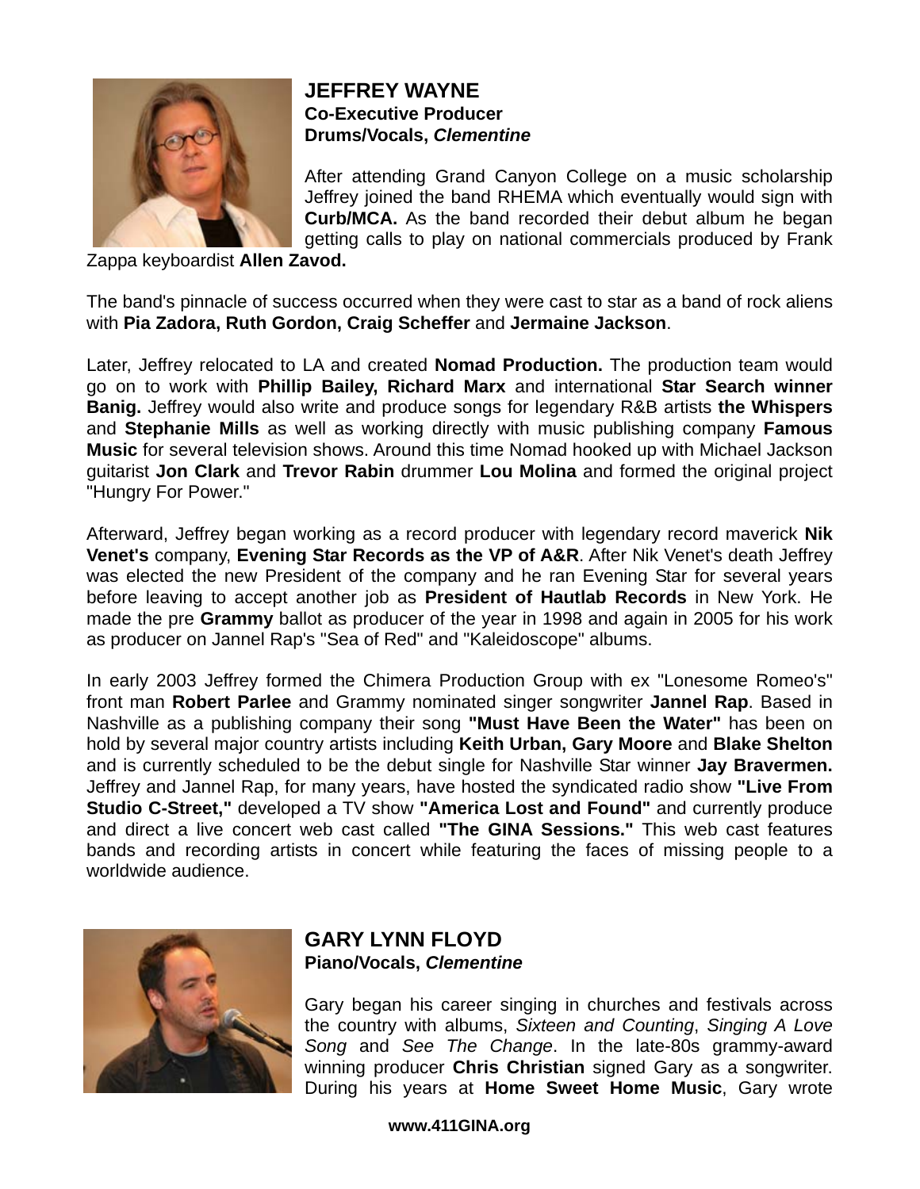## JEFFREY WAYNE
**Co-Executive Producer**
**Drums/Vocals, *Clementine***

After attending Grand Canyon College on a music scholarship Jeffrey joined the band RHEMA which eventually would sign with **Curb/MCA.** As the band recorded their debut album he began getting calls to play on national commercials produced by Frank Zappa keyboardist **Allen Zavod.**

The band's pinnacle of success occurred when they were cast to star as a band of rock aliens with **Pia Zadora, Ruth Gordon, Craig Scheffer** and **Jermaine Jackson**.

Later, Jeffrey relocated to LA and created **Nomad Production.** The production team would go on to work with **Phillip Bailey, Richard Marx** and international **Star Search winner Banig.** Jeffrey would also write and produce songs for legendary R&B artists **the Whispers** and **Stephanie Mills** as well as working directly with music publishing company **Famous Music** for several television shows. Around this time Nomad hooked up with Michael Jackson guitarist **Jon Clark** and **Trevor Rabin** drummer **Lou Molina** and formed the original project "Hungry For Power."

Afterward, Jeffrey began working as a record producer with legendary record maverick **Nik Venet's** company, **Evening Star Records as the VP of A&R**. After Nik Venet's death Jeffrey was elected the new President of the company and he ran Evening Star for several years before leaving to accept another job as **President of Hautlab Records** in New York. He made the pre **Grammy** ballot as producer of the year in 1998 and again in 2005 for his work as producer on Jannel Rap's "Sea of Red" and "Kaleidoscope" albums.

In early 2003 Jeffrey formed the Chimera Production Group with ex "Lonesome Romeo's" front man **Robert Parlee** and Grammy nominated singer songwriter **Jannel Rap**. Based in Nashville as a publishing company their song **"Must Have Been the Water"** has been on hold by several major country artists including **Keith Urban, Gary Moore** and **Blake Shelton** and is currently scheduled to be the debut single for Nashville Star winner **Jay Bravermen.** Jeffrey and Jannel Rap, for many years, have hosted the syndicated radio show **"Live From Studio C-Street,"** developed a TV show **"America Lost and Found"** and currently produce and direct a live concert web cast called **"The GINA Sessions."** This web cast features bands and recording artists in concert while featuring the faces of missing people to a worldwide audience.

## GARY LYNN FLOYD
**Piano/Vocals, *Clementine***

Gary began his career singing in churches and festivals across the country with albums, *Sixteen and Counting*, *Singing A Love Song* and *See The Change*. In the late-80s grammy-award winning producer **Chris Christian** signed Gary as a songwriter. During his years at **Home Sweet Home Music**, Gary wrote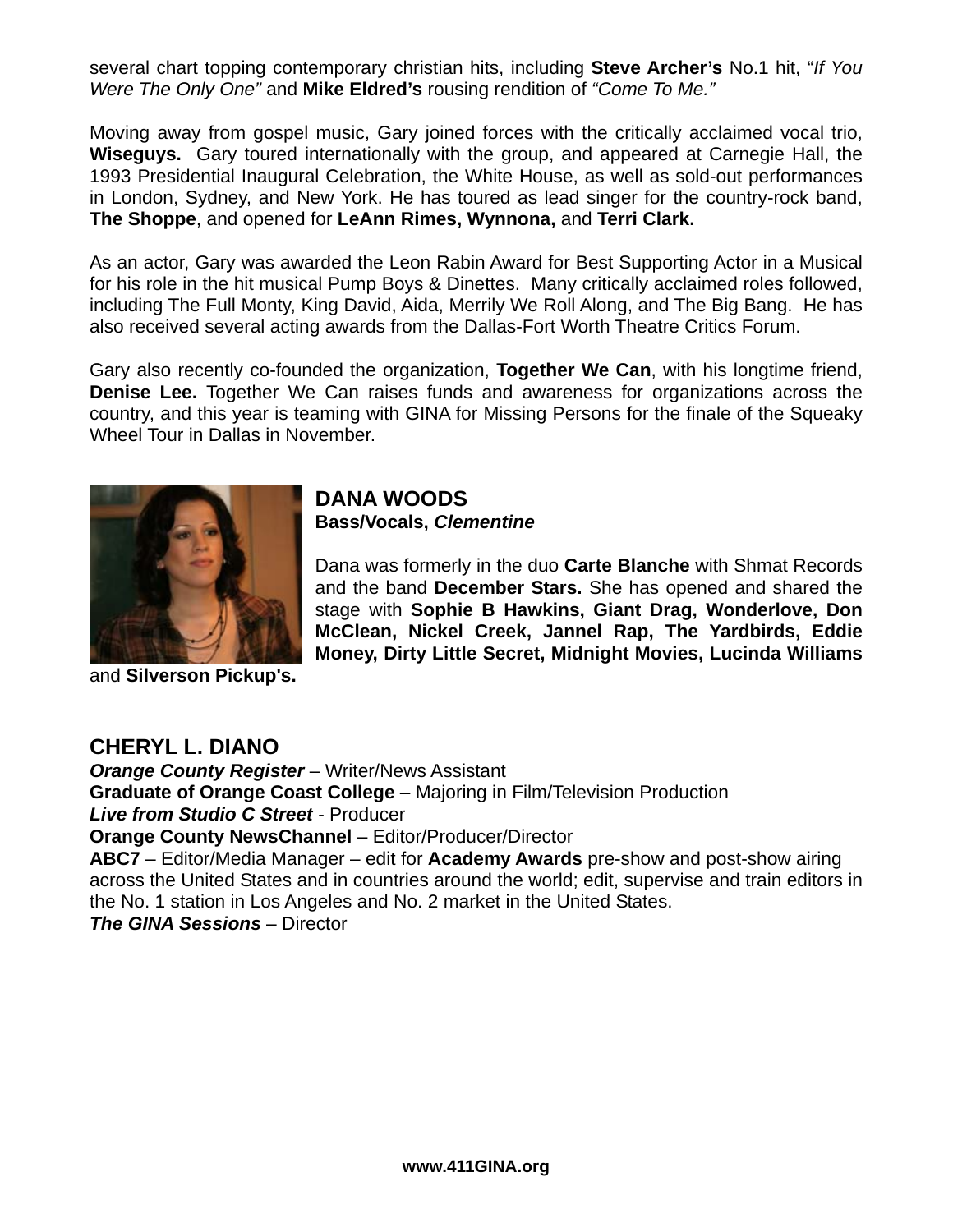several chart topping contemporary christian hits, including **Steve Archer's** No.1 hit, "*If You Were The Only One"* and **Mike Eldred's** rousing rendition of *"Come To Me."*

Moving away from gospel music, Gary joined forces with the critically acclaimed vocal trio, **Wiseguys.** Gary toured internationally with the group, and appeared at Carnegie Hall, the 1993 Presidential Inaugural Celebration, the White House, as well as sold-out performances in London, Sydney, and New York. He has toured as lead singer for the country-rock band, **The Shoppe**, and opened for **LeAnn Rimes, Wynnona,** and **Terri Clark.**

As an actor, Gary was awarded the Leon Rabin Award for Best Supporting Actor in a Musical for his role in the hit musical Pump Boys & Dinettes. Many critically acclaimed roles followed, including The Full Monty, King David, Aida, Merrily We Roll Along, and The Big Bang. He has also received several acting awards from the Dallas-Fort Worth Theatre Critics Forum.

Gary also recently co-founded the organization, **Together We Can**, with his longtime friend, **Denise Lee.** Together We Can raises funds and awareness for organizations across the country, and this year is teaming with GINA for Missing Persons for the finale of the Squeaky Wheel Tour in Dallas in November.

## DANA WOODS

**Bass/Vocals, *Clementine***

Dana was formerly in the duo **Carte Blanche** with Shmat Records and the band **December Stars.** She has opened and shared the stage with **Sophie B Hawkins, Giant Drag, Wonderlove, Don McClean, Nickel Creek, Jannel Rap, The Yardbirds, Eddie Money, Dirty Little Secret, Midnight Movies, Lucinda Williams** and **Silverson Pickup's.**

## CHERYL L. DIANO

***Orange County Register*** – Writer/News Assistant
**Graduate of Orange Coast College** – Majoring in Film/Television Production
***Live from Studio C Street*** - Producer
**Orange County NewsChannel** – Editor/Producer/Director
**ABC7** – Editor/Media Manager – edit for **Academy Awards** pre-show and post-show airing across the United States and in countries around the world; edit, supervise and train editors in the No. 1 station in Los Angeles and No. 2 market in the United States.
***The GINA Sessions*** – Director

**www.411GINA.org**